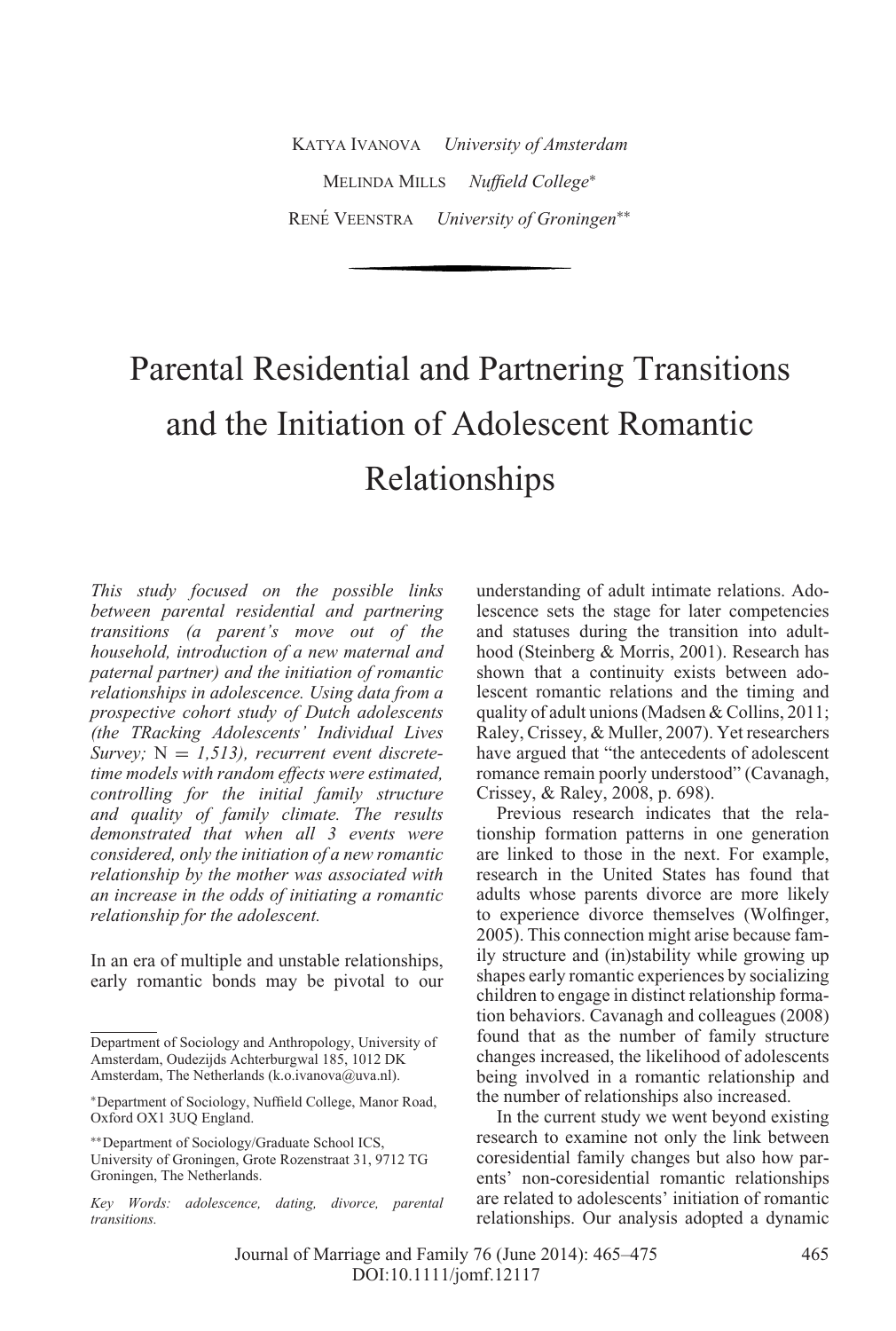Katya Ivanova *University of Amsterdam*

Melinda Mills *Nuffield College*[*]

René Veenstra *University of Groningen*[**]

# Parental Residential and Partnering Transitions and the Initiation of Adolescent Romantic Relationships

*This study focused on the possible links between parental residential and partnering transitions (a parent's move out of the household, introduction of a new maternal and paternal partner) and the initiation of romantic relationships in adolescence. Using data from a prospective cohort study of Dutch adolescents (the TRacking Adolescents' Individual Lives Survey;* N = *1,513), recurrent event discrete-time models with random effects were estimated, controlling for the initial family structure and quality of family climate. The results demonstrated that when all 3 events were considered, only the initiation of a new romantic relationship by the mother was associated with an increase in the odds of initiating a romantic relationship for the adolescent.*

In an era of multiple and unstable relationships, early romantic bonds may be pivotal to our understanding of adult intimate relations. Adolescence sets the stage for later competencies and statuses during the transition into adulthood (Steinberg & Morris, 2001). Research has shown that a continuity exists between adolescent romantic relations and the timing and quality of adult unions (Madsen & Collins, 2011; Raley, Crissey, & Muller, 2007). Yet researchers have argued that "the antecedents of adolescent romance remain poorly understood" (Cavanagh, Crissey, & Raley, 2008, p. 698).

Previous research indicates that the relationship formation patterns in one generation are linked to those in the next. For example, research in the United States has found that adults whose parents divorce are more likely to experience divorce themselves (Wolfinger, 2005). This connection might arise because family structure and (in)stability while growing up shapes early romantic experiences by socializing children to engage in distinct relationship formation behaviors. Cavanagh and colleagues (2008) found that as the number of family structure changes increased, the likelihood of adolescents being involved in a romantic relationship and the number of relationships also increased.

In the current study we went beyond existing research to examine not only the link between coresidential family changes but also how parents' non-coresidential romantic relationships are related to adolescents' initiation of romantic relationships. Our analysis adopted a dynamic

---

Department of Sociology and Anthropology, University of Amsterdam, Oudezijds Achterburgwal 185, 1012 DK Amsterdam, The Netherlands (k.o.ivanova@uva.nl).

[*]Department of Sociology, Nuffield College, Manor Road, Oxford OX1 3UQ England.

[**]Department of Sociology/Graduate School ICS, University of Groningen, Grote Rozenstraat 31, 9712 TG Groningen, The Netherlands.

*Key Words: adolescence, dating, divorce, parental transitions.*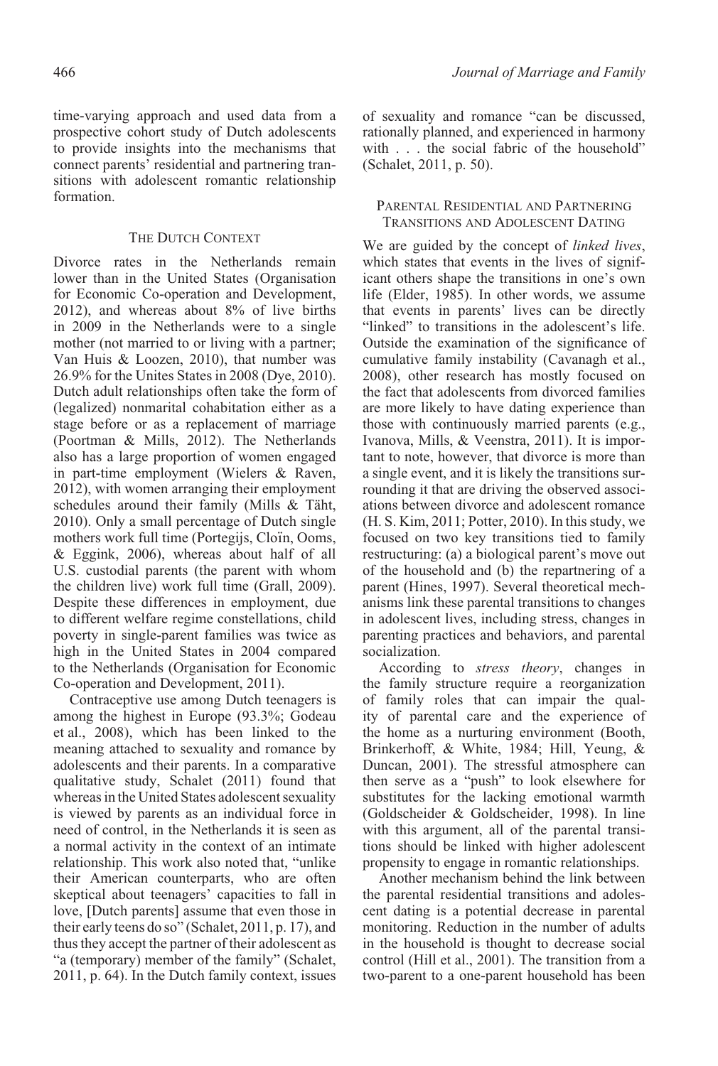time-varying approach and used data from a prospective cohort study of Dutch adolescents to provide insights into the mechanisms that connect parents' residential and partnering transitions with adolescent romantic relationship formation.

## The Dutch Context

Divorce rates in the Netherlands remain lower than in the United States (Organisation for Economic Co-operation and Development, 2012), and whereas about 8% of live births in 2009 in the Netherlands were to a single mother (not married to or living with a partner; Van Huis & Loozen, 2010), that number was 26.9% for the Unites States in 2008 (Dye, 2010). Dutch adult relationships often take the form of (legalized) nonmarital cohabitation either as a stage before or as a replacement of marriage (Poortman & Mills, 2012). The Netherlands also has a large proportion of women engaged in part-time employment (Wielers & Raven, 2012), with women arranging their employment schedules around their family (Mills & Täht, 2010). Only a small percentage of Dutch single mothers work full time (Portegijs, Cloïn, Ooms, & Eggink, 2006), whereas about half of all U.S. custodial parents (the parent with whom the children live) work full time (Grall, 2009). Despite these differences in employment, due to different welfare regime constellations, child poverty in single-parent families was twice as high in the United States in 2004 compared to the Netherlands (Organisation for Economic Co-operation and Development, 2011).

Contraceptive use among Dutch teenagers is among the highest in Europe (93.3%; Godeau et al., 2008), which has been linked to the meaning attached to sexuality and romance by adolescents and their parents. In a comparative qualitative study, Schalet (2011) found that whereas in the United States adolescent sexuality is viewed by parents as an individual force in need of control, in the Netherlands it is seen as a normal activity in the context of an intimate relationship. This work also noted that, "unlike their American counterparts, who are often skeptical about teenagers' capacities to fall in love, [Dutch parents] assume that even those in their early teens do so" (Schalet, 2011, p. 17), and thus they accept the partner of their adolescent as "a (temporary) member of the family" (Schalet, 2011, p. 64). In the Dutch family context, issues of sexuality and romance "can be discussed, rationally planned, and experienced in harmony with . . . the social fabric of the household" (Schalet, 2011, p. 50).

## Parental Residential and Partnering Transitions and Adolescent Dating

We are guided by the concept of *linked lives*, which states that events in the lives of significant others shape the transitions in one's own life (Elder, 1985). In other words, we assume that events in parents' lives can be directly "linked" to transitions in the adolescent's life. Outside the examination of the significance of cumulative family instability (Cavanagh et al., 2008), other research has mostly focused on the fact that adolescents from divorced families are more likely to have dating experience than those with continuously married parents (e.g., Ivanova, Mills, & Veenstra, 2011). It is important to note, however, that divorce is more than a single event, and it is likely the transitions surrounding it that are driving the observed associations between divorce and adolescent romance (H. S. Kim, 2011; Potter, 2010). In this study, we focused on two key transitions tied to family restructuring: (a) a biological parent's move out of the household and (b) the repartnering of a parent (Hines, 1997). Several theoretical mechanisms link these parental transitions to changes in adolescent lives, including stress, changes in parenting practices and behaviors, and parental socialization.

According to *stress theory*, changes in the family structure require a reorganization of family roles that can impair the quality of parental care and the experience of the home as a nurturing environment (Booth, Brinkerhoff, & White, 1984; Hill, Yeung, & Duncan, 2001). The stressful atmosphere can then serve as a "push" to look elsewhere for substitutes for the lacking emotional warmth (Goldscheider & Goldscheider, 1998). In line with this argument, all of the parental transitions should be linked with higher adolescent propensity to engage in romantic relationships.

Another mechanism behind the link between the parental residential transitions and adolescent dating is a potential decrease in parental monitoring. Reduction in the number of adults in the household is thought to decrease social control (Hill et al., 2001). The transition from a two-parent to a one-parent household has been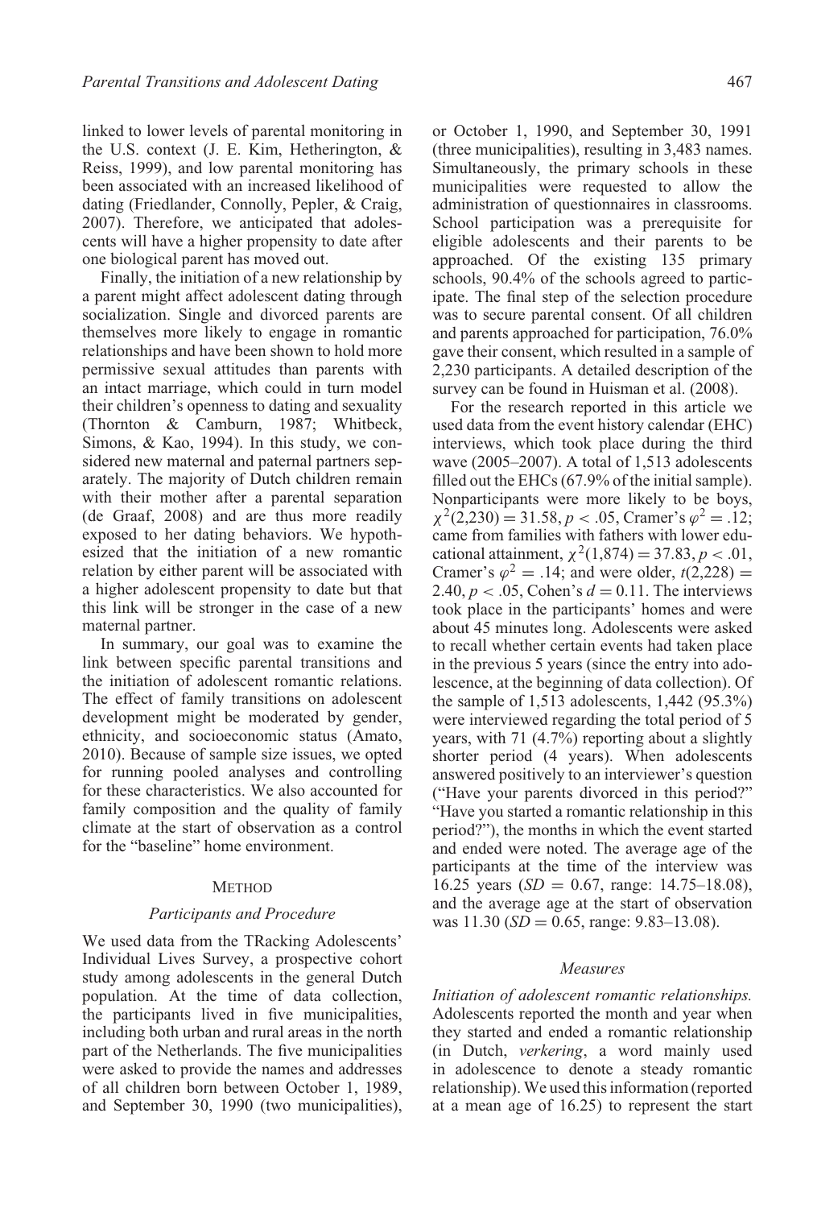linked to lower levels of parental monitoring in the U.S. context (J. E. Kim, Hetherington, & Reiss, 1999), and low parental monitoring has been associated with an increased likelihood of dating (Friedlander, Connolly, Pepler, & Craig, 2007). Therefore, we anticipated that adolescents will have a higher propensity to date after one biological parent has moved out.

Finally, the initiation of a new relationship by a parent might affect adolescent dating through socialization. Single and divorced parents are themselves more likely to engage in romantic relationships and have been shown to hold more permissive sexual attitudes than parents with an intact marriage, which could in turn model their children's openness to dating and sexuality (Thornton & Camburn, 1987; Whitbeck, Simons, & Kao, 1994). In this study, we considered new maternal and paternal partners separately. The majority of Dutch children remain with their mother after a parental separation (de Graaf, 2008) and are thus more readily exposed to her dating behaviors. We hypothesized that the initiation of a new romantic relation by either parent will be associated with a higher adolescent propensity to date but that this link will be stronger in the case of a new maternal partner.

In summary, our goal was to examine the link between specific parental transitions and the initiation of adolescent romantic relations. The effect of family transitions on adolescent development might be moderated by gender, ethnicity, and socioeconomic status (Amato, 2010). Because of sample size issues, we opted for running pooled analyses and controlling for these characteristics. We also accounted for family composition and the quality of family climate at the start of observation as a control for the "baseline" home environment.

## Method

### Participants and Procedure

We used data from the TRacking Adolescents' Individual Lives Survey, a prospective cohort study among adolescents in the general Dutch population. At the time of data collection, the participants lived in five municipalities, including both urban and rural areas in the north part of the Netherlands. The five municipalities were asked to provide the names and addresses of all children born between October 1, 1989, and September 30, 1990 (two municipalities), or October 1, 1990, and September 30, 1991 (three municipalities), resulting in 3,483 names. Simultaneously, the primary schools in these municipalities were requested to allow the administration of questionnaires in classrooms. School participation was a prerequisite for eligible adolescents and their parents to be approached. Of the existing 135 primary schools, 90.4% of the schools agreed to participate. The final step of the selection procedure was to secure parental consent. Of all children and parents approached for participation, 76.0% gave their consent, which resulted in a sample of 2,230 participants. A detailed description of the survey can be found in Huisman et al. (2008).

For the research reported in this article we used data from the event history calendar (EHC) interviews, which took place during the third wave (2005–2007). A total of 1,513 adolescents filled out the EHCs (67.9% of the initial sample). Nonparticipants were more likely to be boys, $\chi^2(2{,}230) = 31.58$, $p < .05$, Cramer's $\varphi^2 = .12$; came from families with fathers with lower educational attainment, $\chi^2(1{,}874) = 37.83$, $p < .01$, Cramer's $\varphi^2 = .14$; and were older, $t(2{,}228) = 2.40$, $p < .05$, Cohen's $d = 0.11$. The interviews took place in the participants' homes and were about 45 minutes long. Adolescents were asked to recall whether certain events had taken place in the previous 5 years (since the entry into adolescence, at the beginning of data collection). Of the sample of 1,513 adolescents, 1,442 (95.3%) were interviewed regarding the total period of 5 years, with 71 (4.7%) reporting about a slightly shorter period (4 years). When adolescents answered positively to an interviewer's question ("Have your parents divorced in this period?" "Have you started a romantic relationship in this period?"), the months in which the event started and ended were noted. The average age of the participants at the time of the interview was 16.25 years ($SD = 0.67$, range: 14.75–18.08), and the average age at the start of observation was 11.30 ($SD = 0.65$, range: 9.83–13.08).

### Measures

*Initiation of adolescent romantic relationships.* Adolescents reported the month and year when they started and ended a romantic relationship (in Dutch, *verkering*, a word mainly used in adolescence to denote a steady romantic relationship). We used this information (reported at a mean age of 16.25) to represent the start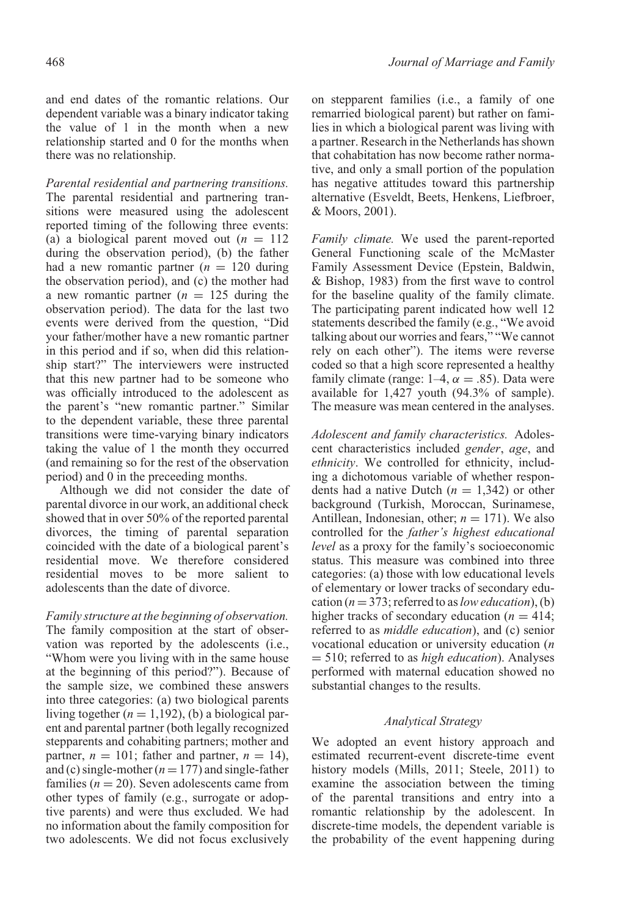and end dates of the romantic relations. Our dependent variable was a binary indicator taking the value of 1 in the month when a new relationship started and 0 for the months when there was no relationship.

*Parental residential and partnering transitions.* The parental residential and partnering transitions were measured using the adolescent reported timing of the following three events: (a) a biological parent moved out ($n$ = 112 during the observation period), (b) the father had a new romantic partner ($n$ = 120 during the observation period), and (c) the mother had a new romantic partner ($n$ = 125 during the observation period). The data for the last two events were derived from the question, "Did your father/mother have a new romantic partner in this period and if so, when did this relationship start?" The interviewers were instructed that this new partner had to be someone who was officially introduced to the adolescent as the parent's "new romantic partner." Similar to the dependent variable, these three parental transitions were time-varying binary indicators taking the value of 1 the month they occurred (and remaining so for the rest of the observation period) and 0 in the preceeding months.

Although we did not consider the date of parental divorce in our work, an additional check showed that in over 50% of the reported parental divorces, the timing of parental separation coincided with the date of a biological parent's residential move. We therefore considered residential moves to be more salient to adolescents than the date of divorce.

*Family structure at the beginning of observation.* The family composition at the start of observation was reported by the adolescents (i.e., "Whom were you living with in the same house at the beginning of this period?"). Because of the sample size, we combined these answers into three categories: (a) two biological parents living together ($n$ = 1,192), (b) a biological parent and parental partner (both legally recognized stepparents and cohabiting partners; mother and partner, $n$ = 101; father and partner, $n$ = 14), and (c) single-mother ($n$ = 177) and single-father families ($n$ = 20). Seven adolescents came from other types of family (e.g., surrogate or adoptive parents) and were thus excluded. We had no information about the family composition for two adolescents. We did not focus exclusively on stepparent families (i.e., a family of one remarried biological parent) but rather on families in which a biological parent was living with a partner. Research in the Netherlands has shown that cohabitation has now become rather normative, and only a small portion of the population has negative attitudes toward this partnership alternative (Esveldt, Beets, Henkens, Liefbroer, & Moors, 2001).

*Family climate.* We used the parent-reported General Functioning scale of the McMaster Family Assessment Device (Epstein, Baldwin, & Bishop, 1983) from the first wave to control for the baseline quality of the family climate. The participating parent indicated how well 12 statements described the family (e.g., "We avoid talking about our worries and fears," "We cannot rely on each other"). The items were reverse coded so that a high score represented a healthy family climate (range: 1–4, $\alpha$ = .85). Data were available for 1,427 youth (94.3% of sample). The measure was mean centered in the analyses.

*Adolescent and family characteristics.* Adolescent characteristics included *gender*, *age*, and *ethnicity*. We controlled for ethnicity, including a dichotomous variable of whether respondents had a native Dutch ($n$ = 1,342) or other background (Turkish, Moroccan, Surinamese, Antillean, Indonesian, other; $n$ = 171). We also controlled for the *father's highest educational level* as a proxy for the family's socioeconomic status. This measure was combined into three categories: (a) those with low educational levels of elementary or lower tracks of secondary education ($n$ = 373; referred to as *low education*), (b) higher tracks of secondary education ($n$ = 414; referred to as *middle education*), and (c) senior vocational education or university education ($n$ = 510; referred to as *high education*). Analyses performed with maternal education showed no substantial changes to the results.

### Analytical Strategy

We adopted an event history approach and estimated recurrent-event discrete-time event history models (Mills, 2011; Steele, 2011) to examine the association between the timing of the parental transitions and entry into a romantic relationship by the adolescent. In discrete-time models, the dependent variable is the probability of the event happening during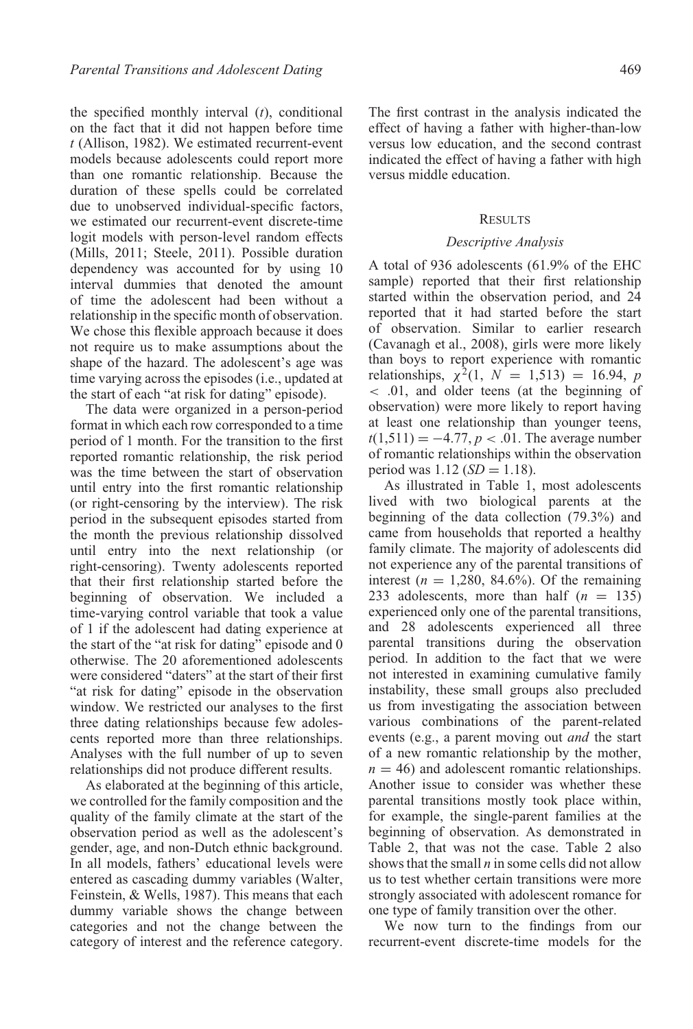the specified monthly interval ($t$), conditional on the fact that it did not happen before time $t$ (Allison, 1982). We estimated recurrent-event models because adolescents could report more than one romantic relationship. Because the duration of these spells could be correlated due to unobserved individual-specific factors, we estimated our recurrent-event discrete-time logit models with person-level random effects (Mills, 2011; Steele, 2011). Possible duration dependency was accounted for by using 10 interval dummies that denoted the amount of time the adolescent had been without a relationship in the specific month of observation. We chose this flexible approach because it does not require us to make assumptions about the shape of the hazard. The adolescent's age was time varying across the episodes (i.e., updated at the start of each "at risk for dating" episode).

The data were organized in a person-period format in which each row corresponded to a time period of 1 month. For the transition to the first reported romantic relationship, the risk period was the time between the start of observation until entry into the first romantic relationship (or right-censoring by the interview). The risk period in the subsequent episodes started from the month the previous relationship dissolved until entry into the next relationship (or right-censoring). Twenty adolescents reported that their first relationship started before the beginning of observation. We included a time-varying control variable that took a value of 1 if the adolescent had dating experience at the start of the "at risk for dating" episode and 0 otherwise. The 20 aforementioned adolescents were considered "daters" at the start of their first "at risk for dating" episode in the observation window. We restricted our analyses to the first three dating relationships because few adolescents reported more than three relationships. Analyses with the full number of up to seven relationships did not produce different results.

As elaborated at the beginning of this article, we controlled for the family composition and the quality of the family climate at the start of the observation period as well as the adolescent's gender, age, and non-Dutch ethnic background. In all models, fathers' educational levels were entered as cascading dummy variables (Walter, Feinstein, & Wells, 1987). This means that each dummy variable shows the change between categories and not the change between the category of interest and the reference category. The first contrast in the analysis indicated the effect of having a father with higher-than-low versus low education, and the second contrast indicated the effect of having a father with high versus middle education.

## Results

### *Descriptive Analysis*

A total of 936 adolescents (61.9% of the EHC sample) reported that their first relationship started within the observation period, and 24 reported that it had started before the start of observation. Similar to earlier research (Cavanagh et al., 2008), girls were more likely than boys to report experience with romantic relationships, $\chi^2(1,\ N = 1{,}513) = 16.94$, $p < .01$, and older teens (at the beginning of observation) were more likely to report having at least one relationship than younger teens, $t(1{,}511) = -4.77$, $p < .01$. The average number of romantic relationships within the observation period was 1.12 ($SD = 1.18$).

As illustrated in Table 1, most adolescents lived with two biological parents at the beginning of the data collection (79.3%) and came from households that reported a healthy family climate. The majority of adolescents did not experience any of the parental transitions of interest ($n = 1{,}280$, 84.6%). Of the remaining 233 adolescents, more than half ($n = 135$) experienced only one of the parental transitions, and 28 adolescents experienced all three parental transitions during the observation period. In addition to the fact that we were not interested in examining cumulative family instability, these small groups also precluded us from investigating the association between various combinations of the parent-related events (e.g., a parent moving out *and* the start of a new romantic relationship by the mother, $n = 46$) and adolescent romantic relationships. Another issue to consider was whether these parental transitions mostly took place within, for example, the single-parent families at the beginning of observation. As demonstrated in Table 2, that was not the case. Table 2 also shows that the small $n$ in some cells did not allow us to test whether certain transitions were more strongly associated with adolescent romance for one type of family transition over the other.

We now turn to the findings from our recurrent-event discrete-time models for the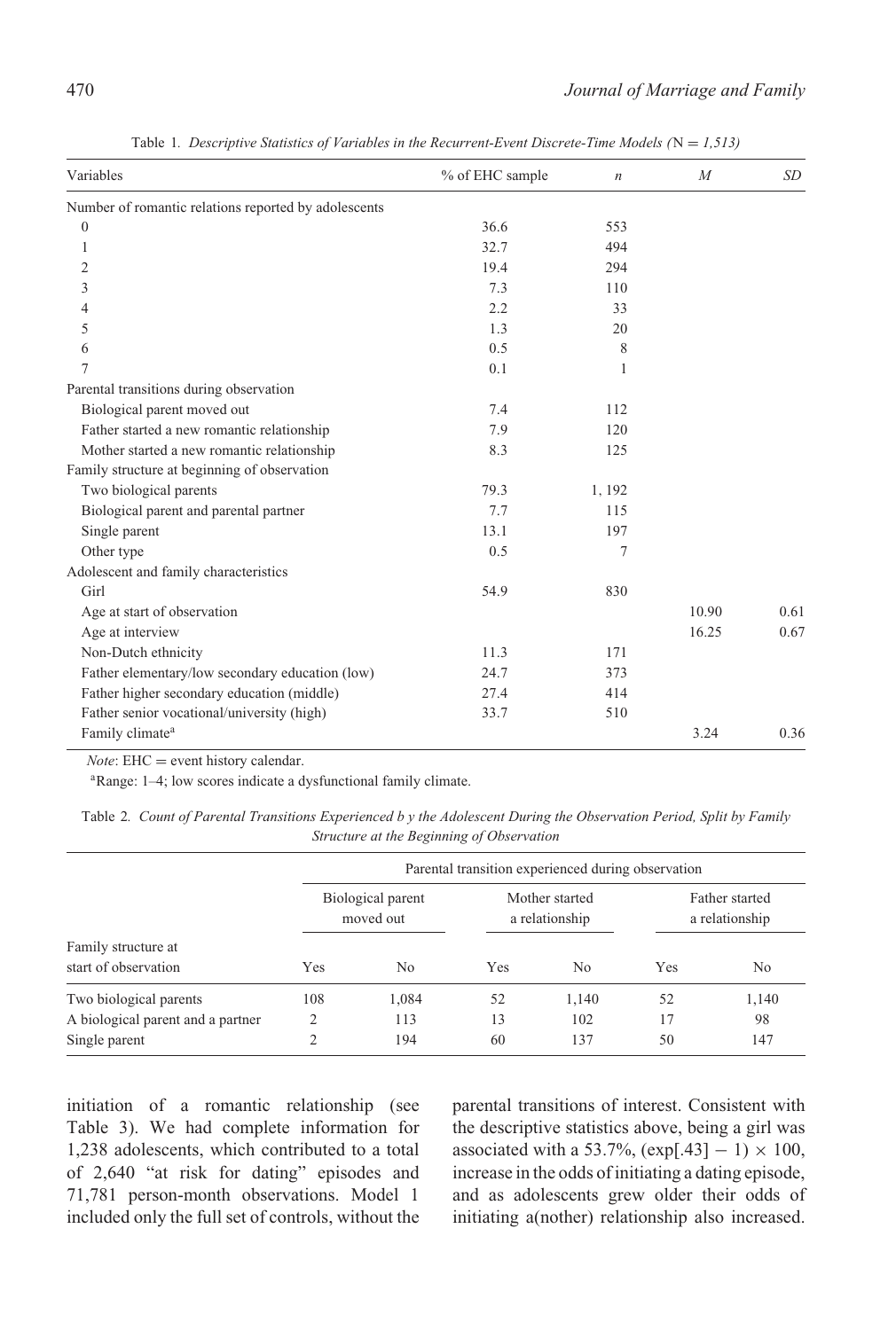Table 1. *Descriptive Statistics of Variables in the Recurrent-Event Discrete-Time Models (N = 1,513)*

| Variables | % of EHC sample | $n$ | $M$ | $SD$ |
|---|---|---|---|---|
| Number of romantic relations reported by adolescents | | | | |
| 0 | 36.6 | 553 | | |
| 1 | 32.7 | 494 | | |
| 2 | 19.4 | 294 | | |
| 3 | 7.3 | 110 | | |
| 4 | 2.2 | 33 | | |
| 5 | 1.3 | 20 | | |
| 6 | 0.5 | 8 | | |
| 7 | 0.1 | 1 | | |
| Parental transitions during observation | | | | |
| Biological parent moved out | 7.4 | 112 | | |
| Father started a new romantic relationship | 7.9 | 120 | | |
| Mother started a new romantic relationship | 8.3 | 125 | | |
| Family structure at beginning of observation | | | | |
| Two biological parents | 79.3 | 1, 192 | | |
| Biological parent and parental partner | 7.7 | 115 | | |
| Single parent | 13.1 | 197 | | |
| Other type | 0.5 | 7 | | |
| Adolescent and family characteristics | | | | |
| Girl | 54.9 | 830 | | |
| Age at start of observation | | | 10.90 | 0.61 |
| Age at interview | | | 16.25 | 0.67 |
| Non-Dutch ethnicity | 11.3 | 171 | | |
| Father elementary/low secondary education (low) | 24.7 | 373 | | |
| Father higher secondary education (middle) | 27.4 | 414 | | |
| Father senior vocational/university (high) | 33.7 | 510 | | |
| Family climate[a] | | | 3.24 | 0.36 |

*Note*: EHC = event history calendar.

[a]Range: 1–4; low scores indicate a dysfunctional family climate.

Table 2. *Count of Parental Transitions Experienced b y the Adolescent During the Observation Period, Split by Family Structure at the Beginning of Observation*

| | Parental transition experienced during observation | | | | | |
|---|---|---|---|---|---|---|
| | Biological parent moved out | | Mother started a relationship | | Father started a relationship | |
| Family structure at start of observation | Yes | No | Yes | No | Yes | No |
| Two biological parents | 108 | 1,084 | 52 | 1,140 | 52 | 1,140 |
| A biological parent and a partner | 2 | 113 | 13 | 102 | 17 | 98 |
| Single parent | 2 | 194 | 60 | 137 | 50 | 147 |

initiation of a romantic relationship (see Table 3). We had complete information for 1,238 adolescents, which contributed to a total of 2,640 "at risk for dating" episodes and 71,781 person-month observations. Model 1 included only the full set of controls, without the parental transitions of interest. Consistent with the descriptive statistics above, being a girl was associated with a 53.7%, $(\exp[.43] - 1) \times 100$, increase in the odds of initiating a dating episode, and as adolescents grew older their odds of initiating a(nother) relationship also increased.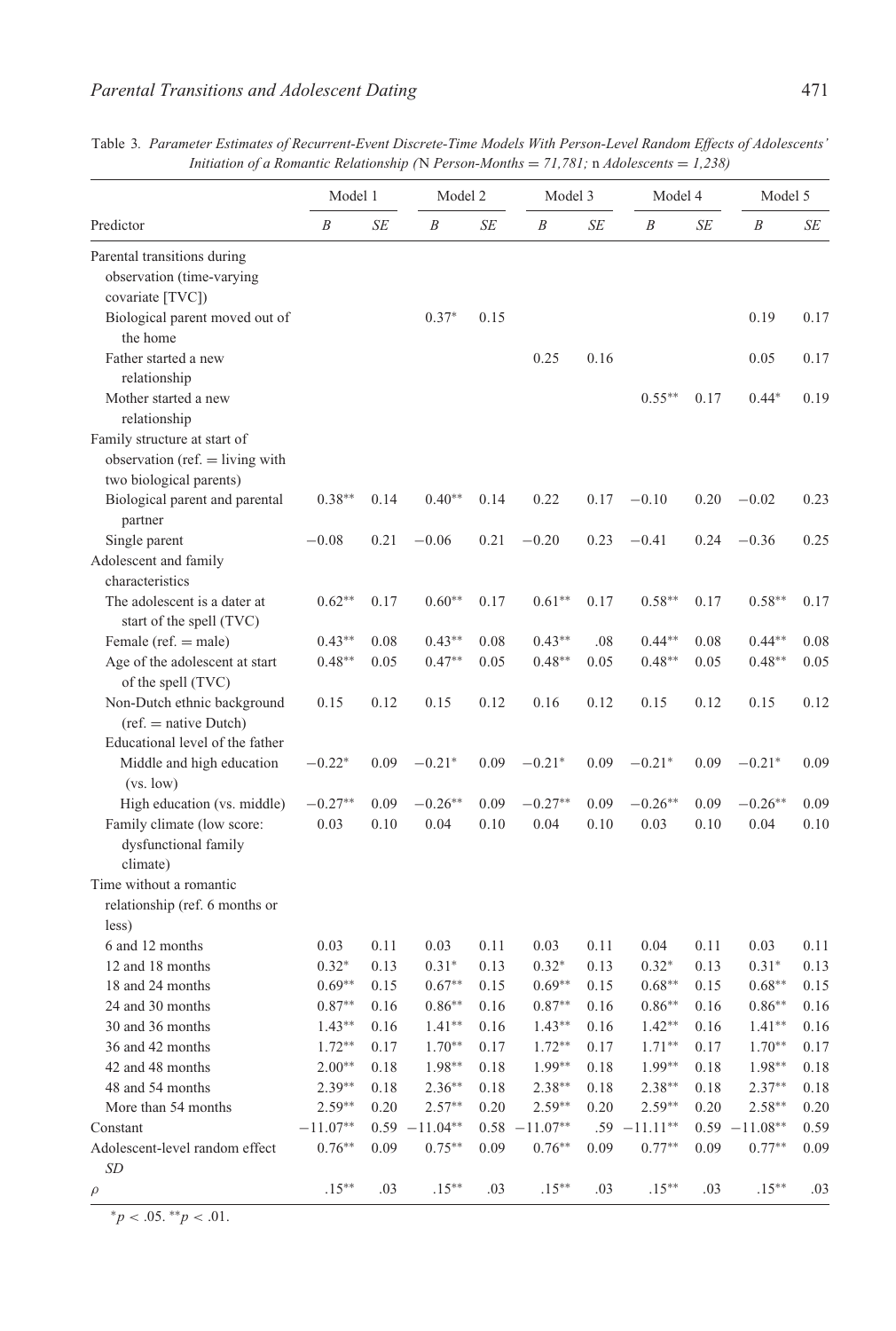Table 3. *Parameter Estimates of Recurrent-Event Discrete-Time Models With Person-Level Random Effects of Adolescents' Initiation of a Romantic Relationship (*N *Person-Months = 71,781;* n *Adolescents = 1,238)*

| Predictor | Model 1 | | Model 2 | | Model 3 | | Model 4 | | Model 5 | |
|---|---|---|---|---|---|---|---|---|---|---|
| | *B* | *SE* | *B* | *SE* | *B* | *SE* | *B* | *SE* | *B* | *SE* |
| Parental transitions during observation (time-varying covariate [TVC]) | | | | | | | | | | |
| Biological parent moved out of the home | | | 0.37* | 0.15 | | | | | 0.19 | 0.17 |
| Father started a new relationship | | | | | 0.25 | 0.16 | | | 0.05 | 0.17 |
| Mother started a new relationship | | | | | | | 0.55** | 0.17 | 0.44* | 0.19 |
| Family structure at start of observation (ref. = living with two biological parents) | | | | | | | | | | |
| Biological parent and parental partner | 0.38** | 0.14 | 0.40** | 0.14 | 0.22 | 0.17 | −0.10 | 0.20 | −0.02 | 0.23 |
| Single parent | −0.08 | 0.21 | −0.06 | 0.21 | −0.20 | 0.23 | −0.41 | 0.24 | −0.36 | 0.25 |
| Adolescent and family characteristics | | | | | | | | | | |
| The adolescent is a dater at start of the spell (TVC) | 0.62** | 0.17 | 0.60** | 0.17 | 0.61** | 0.17 | 0.58** | 0.17 | 0.58** | 0.17 |
| Female (ref. = male) | 0.43** | 0.08 | 0.43** | 0.08 | 0.43** | .08 | 0.44** | 0.08 | 0.44** | 0.08 |
| Age of the adolescent at start of the spell (TVC) | 0.48** | 0.05 | 0.47** | 0.05 | 0.48** | 0.05 | 0.48** | 0.05 | 0.48** | 0.05 |
| Non-Dutch ethnic background (ref. = native Dutch) | 0.15 | 0.12 | 0.15 | 0.12 | 0.16 | 0.12 | 0.15 | 0.12 | 0.15 | 0.12 |
| Educational level of the father | | | | | | | | | | |
| Middle and high education (vs. low) | −0.22* | 0.09 | −0.21* | 0.09 | −0.21* | 0.09 | −0.21* | 0.09 | −0.21* | 0.09 |
| High education (vs. middle) | −0.27** | 0.09 | −0.26** | 0.09 | −0.27** | 0.09 | −0.26** | 0.09 | −0.26** | 0.09 |
| Family climate (low score: dysfunctional family climate) | 0.03 | 0.10 | 0.04 | 0.10 | 0.04 | 0.10 | 0.03 | 0.10 | 0.04 | 0.10 |
| Time without a romantic relationship (ref. 6 months or less) | | | | | | | | | | |
| 6 and 12 months | 0.03 | 0.11 | 0.03 | 0.11 | 0.03 | 0.11 | 0.04 | 0.11 | 0.03 | 0.11 |
| 12 and 18 months | 0.32* | 0.13 | 0.31* | 0.13 | 0.32* | 0.13 | 0.32* | 0.13 | 0.31* | 0.13 |
| 18 and 24 months | 0.69** | 0.15 | 0.67** | 0.15 | 0.69** | 0.15 | 0.68** | 0.15 | 0.68** | 0.15 |
| 24 and 30 months | 0.87** | 0.16 | 0.86** | 0.16 | 0.87** | 0.16 | 0.86** | 0.16 | 0.86** | 0.16 |
| 30 and 36 months | 1.43** | 0.16 | 1.41** | 0.16 | 1.43** | 0.16 | 1.42** | 0.16 | 1.41** | 0.16 |
| 36 and 42 months | 1.72** | 0.17 | 1.70** | 0.17 | 1.72** | 0.17 | 1.71** | 0.17 | 1.70** | 0.17 |
| 42 and 48 months | 2.00** | 0.18 | 1.98** | 0.18 | 1.99** | 0.18 | 1.99** | 0.18 | 1.98** | 0.18 |
| 48 and 54 months | 2.39** | 0.18 | 2.36** | 0.18 | 2.38** | 0.18 | 2.38** | 0.18 | 2.37** | 0.18 |
| More than 54 months | 2.59** | 0.20 | 2.57** | 0.20 | 2.59** | 0.20 | 2.59** | 0.20 | 2.58** | 0.20 |
| Constant | −11.07** | 0.59 | −11.04** | 0.58 | −11.07** | .59 | −11.11** | 0.59 | −11.08** | 0.59 |
| Adolescent-level random effect *SD* | 0.76** | 0.09 | 0.75** | 0.09 | 0.76** | 0.09 | 0.77** | 0.09 | 0.77** | 0.09 |
| $\rho$ | .15** | .03 | .15** | .03 | .15** | .03 | .15** | .03 | .15** | .03 |

*$p < .05$. **$p < .01$.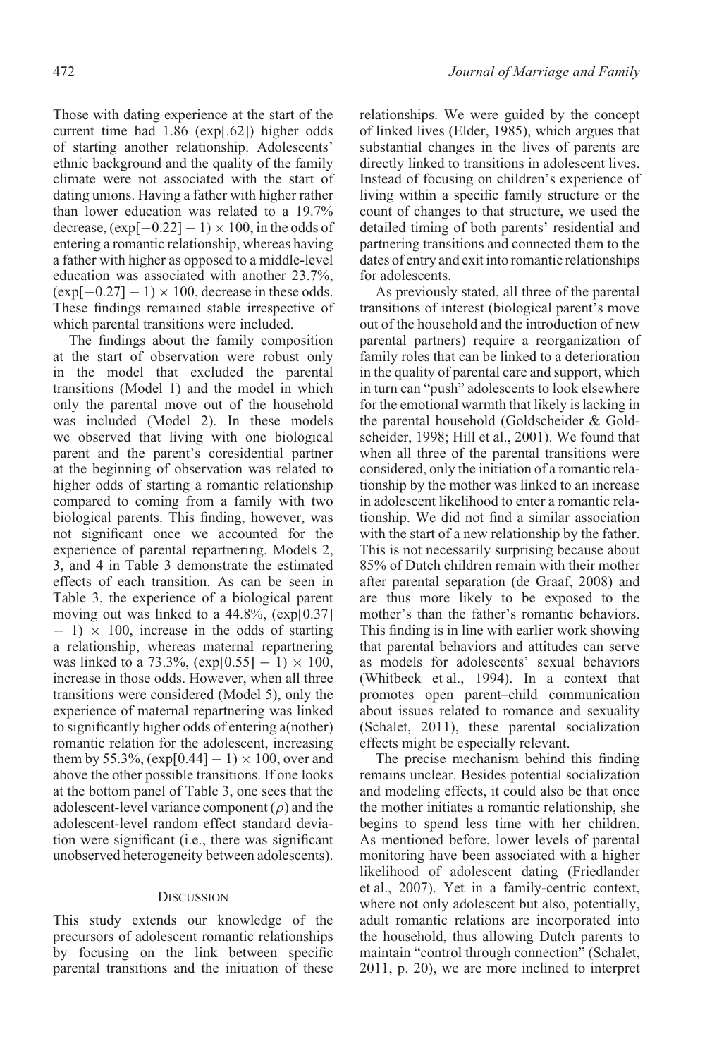Those with dating experience at the start of the current time had 1.86 ($\exp[.62]$) higher odds of starting another relationship. Adolescents' ethnic background and the quality of the family climate were not associated with the start of dating unions. Having a father with higher rather than lower education was related to a 19.7% decrease, $(\exp[-0.22] - 1) \times 100$, in the odds of entering a romantic relationship, whereas having a father with higher as opposed to a middle-level education was associated with another 23.7%, $(\exp[-0.27] - 1) \times 100$, decrease in these odds. These findings remained stable irrespective of which parental transitions were included.

The findings about the family composition at the start of observation were robust only in the model that excluded the parental transitions (Model 1) and the model in which only the parental move out of the household was included (Model 2). In these models we observed that living with one biological parent and the parent's coresidential partner at the beginning of observation was related to higher odds of starting a romantic relationship compared to coming from a family with two biological parents. This finding, however, was not significant once we accounted for the experience of parental repartnering. Models 2, 3, and 4 in Table 3 demonstrate the estimated effects of each transition. As can be seen in Table 3, the experience of a biological parent moving out was linked to a 44.8%, $(\exp[0.37] - 1) \times 100$, increase in the odds of starting a relationship, whereas maternal repartnering was linked to a 73.3%, $(\exp[0.55] - 1) \times 100$, increase in those odds. However, when all three transitions were considered (Model 5), only the experience of maternal repartnering was linked to significantly higher odds of entering a(nother) romantic relation for the adolescent, increasing them by 55.3%, $(\exp[0.44] - 1) \times 100$, over and above the other possible transitions. If one looks at the bottom panel of Table 3, one sees that the adolescent-level variance component ($\rho$) and the adolescent-level random effect standard deviation were significant (i.e., there was significant unobserved heterogeneity between adolescents).

## Discussion

This study extends our knowledge of the precursors of adolescent romantic relationships by focusing on the link between specific parental transitions and the initiation of these relationships. We were guided by the concept of linked lives (Elder, 1985), which argues that substantial changes in the lives of parents are directly linked to transitions in adolescent lives. Instead of focusing on children's experience of living within a specific family structure or the count of changes to that structure, we used the detailed timing of both parents' residential and partnering transitions and connected them to the dates of entry and exit into romantic relationships for adolescents.

As previously stated, all three of the parental transitions of interest (biological parent's move out of the household and the introduction of new parental partners) require a reorganization of family roles that can be linked to a deterioration in the quality of parental care and support, which in turn can "push" adolescents to look elsewhere for the emotional warmth that likely is lacking in the parental household (Goldscheider & Goldscheider, 1998; Hill et al., 2001). We found that when all three of the parental transitions were considered, only the initiation of a romantic relationship by the mother was linked to an increase in adolescent likelihood to enter a romantic relationship. We did not find a similar association with the start of a new relationship by the father. This is not necessarily surprising because about 85% of Dutch children remain with their mother after parental separation (de Graaf, 2008) and are thus more likely to be exposed to the mother's than the father's romantic behaviors. This finding is in line with earlier work showing that parental behaviors and attitudes can serve as models for adolescents' sexual behaviors (Whitbeck et al., 1994). In a context that promotes open parent–child communication about issues related to romance and sexuality (Schalet, 2011), these parental socialization effects might be especially relevant.

The precise mechanism behind this finding remains unclear. Besides potential socialization and modeling effects, it could also be that once the mother initiates a romantic relationship, she begins to spend less time with her children. As mentioned before, lower levels of parental monitoring have been associated with a higher likelihood of adolescent dating (Friedlander et al., 2007). Yet in a family-centric context, where not only adolescent but also, potentially, adult romantic relations are incorporated into the household, thus allowing Dutch parents to maintain "control through connection" (Schalet, 2011, p. 20), we are more inclined to interpret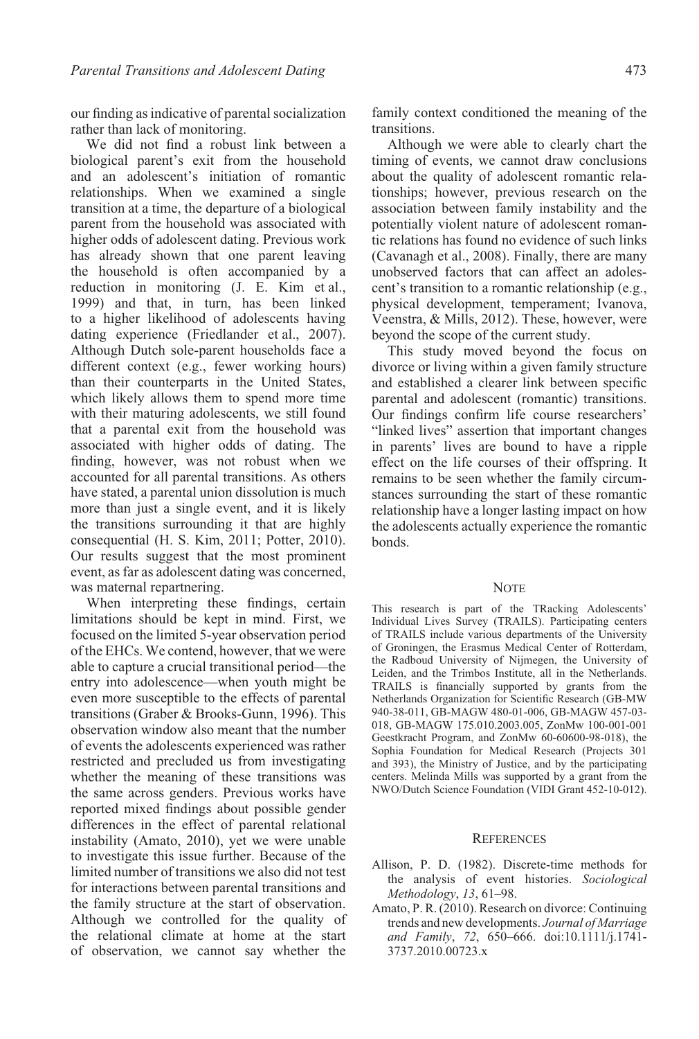our finding as indicative of parental socialization rather than lack of monitoring.

We did not find a robust link between a biological parent's exit from the household and an adolescent's initiation of romantic relationships. When we examined a single transition at a time, the departure of a biological parent from the household was associated with higher odds of adolescent dating. Previous work has already shown that one parent leaving the household is often accompanied by a reduction in monitoring (J. E. Kim et al., 1999) and that, in turn, has been linked to a higher likelihood of adolescents having dating experience (Friedlander et al., 2007). Although Dutch sole-parent households face a different context (e.g., fewer working hours) than their counterparts in the United States, which likely allows them to spend more time with their maturing adolescents, we still found that a parental exit from the household was associated with higher odds of dating. The finding, however, was not robust when we accounted for all parental transitions. As others have stated, a parental union dissolution is much more than just a single event, and it is likely the transitions surrounding it that are highly consequential (H. S. Kim, 2011; Potter, 2010). Our results suggest that the most prominent event, as far as adolescent dating was concerned, was maternal repartnering.

When interpreting these findings, certain limitations should be kept in mind. First, we focused on the limited 5-year observation period of the EHCs. We contend, however, that we were able to capture a crucial transitional period—the entry into adolescence—when youth might be even more susceptible to the effects of parental transitions (Graber & Brooks-Gunn, 1996). This observation window also meant that the number of events the adolescents experienced was rather restricted and precluded us from investigating whether the meaning of these transitions was the same across genders. Previous works have reported mixed findings about possible gender differences in the effect of parental relational instability (Amato, 2010), yet we were unable to investigate this issue further. Because of the limited number of transitions we also did not test for interactions between parental transitions and the family structure at the start of observation. Although we controlled for the quality of the relational climate at home at the start of observation, we cannot say whether the family context conditioned the meaning of the transitions.

Although we were able to clearly chart the timing of events, we cannot draw conclusions about the quality of adolescent romantic relationships; however, previous research on the association between family instability and the potentially violent nature of adolescent romantic relations has found no evidence of such links (Cavanagh et al., 2008). Finally, there are many unobserved factors that can affect an adolescent's transition to a romantic relationship (e.g., physical development, temperament; Ivanova, Veenstra, & Mills, 2012). These, however, were beyond the scope of the current study.

This study moved beyond the focus on divorce or living within a given family structure and established a clearer link between specific parental and adolescent (romantic) transitions. Our findings confirm life course researchers' "linked lives" assertion that important changes in parents' lives are bound to have a ripple effect on the life courses of their offspring. It remains to be seen whether the family circumstances surrounding the start of these romantic relationship have a longer lasting impact on how the adolescents actually experience the romantic bonds.

## Note

This research is part of the TRacking Adolescents' Individual Lives Survey (TRAILS). Participating centers of TRAILS include various departments of the University of Groningen, the Erasmus Medical Center of Rotterdam, the Radboud University of Nijmegen, the University of Leiden, and the Trimbos Institute, all in the Netherlands. TRAILS is financially supported by grants from the Netherlands Organization for Scientific Research (GB-MW 940-38-011, GB-MAGW 480-01-006, GB-MAGW 457-03-018, GB-MAGW 175.010.2003.005, ZonMw 100-001-001 Geestkracht Program, and ZonMw 60-60600-98-018), the Sophia Foundation for Medical Research (Projects 301 and 393), the Ministry of Justice, and by the participating centers. Melinda Mills was supported by a grant from the NWO/Dutch Science Foundation (VIDI Grant 452-10-012).

## References

Allison, P. D. (1982). Discrete-time methods for the analysis of event histories. *Sociological Methodology*, *13*, 61–98.

Amato, P. R. (2010). Research on divorce: Continuing trends and new developments. *Journal of Marriage and Family*, *72*, 650–666. doi:10.1111/j.1741-3737.2010.00723.x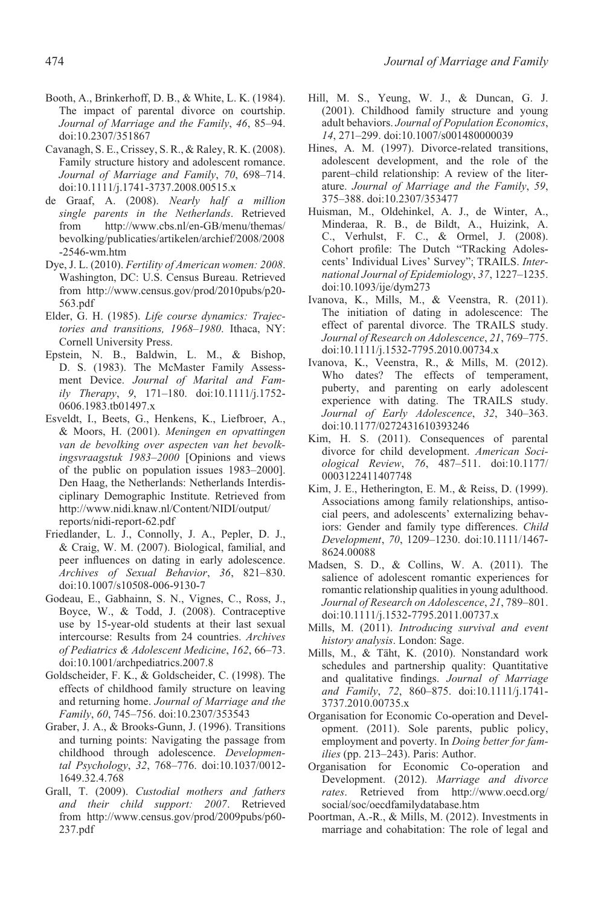Booth, A., Brinkerhoff, D. B., & White, L. K. (1984). The impact of parental divorce on courtship. *Journal of Marriage and the Family*, *46*, 85–94. doi:10.2307/351867

Cavanagh, S. E., Crissey, S. R., & Raley, R. K. (2008). Family structure history and adolescent romance. *Journal of Marriage and Family*, *70*, 698–714. doi:10.1111/j.1741-3737.2008.00515.x

de Graaf, A. (2008). *Nearly half a million single parents in the Netherlands*. Retrieved from http://www.cbs.nl/en-GB/menu/themas/bevolking/publicaties/artikelen/archief/2008/2008-2546-wm.htm

Dye, J. L. (2010). *Fertility of American women: 2008*. Washington, DC: U.S. Census Bureau. Retrieved from http://www.census.gov/prod/2010pubs/p20-563.pdf

Elder, G. H. (1985). *Life course dynamics: Trajectories and transitions, 1968–1980*. Ithaca, NY: Cornell University Press.

Epstein, N. B., Baldwin, L. M., & Bishop, D. S. (1983). The McMaster Family Assessment Device. *Journal of Marital and Family Therapy*, *9*, 171–180. doi:10.1111/j.1752-0606.1983.tb01497.x

Esveldt, I., Beets, G., Henkens, K., Liefbroer, A., & Moors, H. (2001). *Meningen en opvattingen van de bevolking over aspecten van het bevolkingsvraagstuk 1983–2000* [Opinions and views of the public on population issues 1983–2000]. Den Haag, the Netherlands: Netherlands Interdisciplinary Demographic Institute. Retrieved from http://www.nidi.knaw.nl/Content/NIDI/output/reports/nidi-report-62.pdf

Friedlander, L. J., Connolly, J. A., Pepler, D. J., & Craig, W. M. (2007). Biological, familial, and peer influences on dating in early adolescence. *Archives of Sexual Behavior*, *36*, 821–830. doi:10.1007/s10508-006-9130-7

Godeau, E., Gabhainn, S. N., Vignes, C., Ross, J., Boyce, W., & Todd, J. (2008). Contraceptive use by 15-year-old students at their last sexual intercourse: Results from 24 countries. *Archives of Pediatrics & Adolescent Medicine*, *162*, 66–73. doi:10.1001/archpediatrics.2007.8

Goldscheider, F. K., & Goldscheider, C. (1998). The effects of childhood family structure on leaving and returning home. *Journal of Marriage and the Family*, *60*, 745–756. doi:10.2307/353543

Graber, J. A., & Brooks-Gunn, J. (1996). Transitions and turning points: Navigating the passage from childhood through adolescence. *Developmental Psychology*, *32*, 768–776. doi:10.1037/0012-1649.32.4.768

Grall, T. (2009). *Custodial mothers and fathers and their child support: 2007*. Retrieved from http://www.census.gov/prod/2009pubs/p60-237.pdf

Hill, M. S., Yeung, W. J., & Duncan, G. J. (2001). Childhood family structure and young adult behaviors. *Journal of Population Economics*, *14*, 271–299. doi:10.1007/s001480000039

Hines, A. M. (1997). Divorce-related transitions, adolescent development, and the role of the parent–child relationship: A review of the literature. *Journal of Marriage and the Family*, *59*, 375–388. doi:10.2307/353477

Huisman, M., Oldehinkel, A. J., de Winter, A., Minderaa, R. B., de Bildt, A., Huizink, A. C., Verhulst, F. C., & Ormel, J. (2008). Cohort profile: The Dutch "TRacking Adolescents' Individual Lives' Survey"; TRAILS. *International Journal of Epidemiology*, *37*, 1227–1235. doi:10.1093/ije/dym273

Ivanova, K., Mills, M., & Veenstra, R. (2011). The initiation of dating in adolescence: The effect of parental divorce. The TRAILS study. *Journal of Research on Adolescence*, *21*, 769–775. doi:10.1111/j.1532-7795.2010.00734.x

Ivanova, K., Veenstra, R., & Mills, M. (2012). Who dates? The effects of temperament, puberty, and parenting on early adolescent experience with dating. The TRAILS study. *Journal of Early Adolescence*, *32*, 340–363. doi:10.1177/0272431610393246

Kim, H. S. (2011). Consequences of parental divorce for child development. *American Sociological Review*, *76*, 487–511. doi:10.1177/0003122411407748

Kim, J. E., Hetherington, E. M., & Reiss, D. (1999). Associations among family relationships, antisocial peers, and adolescents' externalizing behaviors: Gender and family type differences. *Child Development*, *70*, 1209–1230. doi:10.1111/1467-8624.00088

Madsen, S. D., & Collins, W. A. (2011). The salience of adolescent romantic experiences for romantic relationship qualities in young adulthood. *Journal of Research on Adolescence*, *21*, 789–801. doi:10.1111/j.1532-7795.2011.00737.x

Mills, M. (2011). *Introducing survival and event history analysis*. London: Sage.

Mills, M., & Täht, K. (2010). Nonstandard work schedules and partnership quality: Quantitative and qualitative findings. *Journal of Marriage and Family*, *72*, 860–875. doi:10.1111/j.1741-3737.2010.00735.x

Organisation for Economic Co-operation and Development. (2011). Sole parents, public policy, employment and poverty. In *Doing better for families* (pp. 213–243). Paris: Author.

Organisation for Economic Co-operation and Development. (2012). *Marriage and divorce rates*. Retrieved from http://www.oecd.org/social/soc/oecdfamilydatabase.htm

Poortman, A.-R., & Mills, M. (2012). Investments in marriage and cohabitation: The role of legal and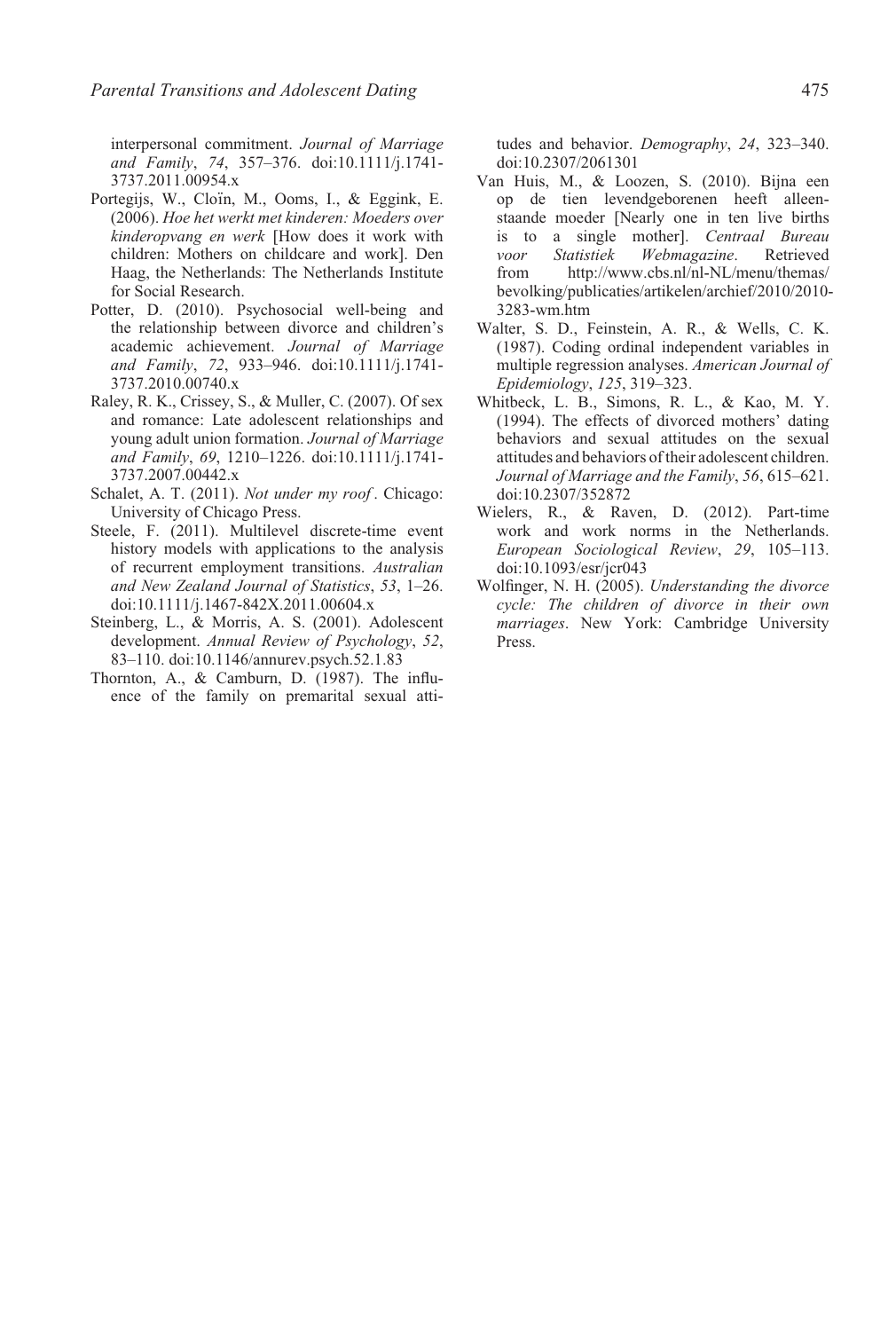interpersonal commitment. *Journal of Marriage and Family*, *74*, 357–376. doi:10.1111/j.1741-3737.2011.00954.x

Portegijs, W., Cloïn, M., Ooms, I., & Eggink, E. (2006). *Hoe het werkt met kinderen: Moeders over kinderopvang en werk* [How does it work with children: Mothers on childcare and work]. Den Haag, the Netherlands: The Netherlands Institute for Social Research.

Potter, D. (2010). Psychosocial well-being and the relationship between divorce and children's academic achievement. *Journal of Marriage and Family*, *72*, 933–946. doi:10.1111/j.1741-3737.2010.00740.x

Raley, R. K., Crissey, S., & Muller, C. (2007). Of sex and romance: Late adolescent relationships and young adult union formation. *Journal of Marriage and Family*, *69*, 1210–1226. doi:10.1111/j.1741-3737.2007.00442.x

Schalet, A. T. (2011). *Not under my roof*. Chicago: University of Chicago Press.

Steele, F. (2011). Multilevel discrete-time event history models with applications to the analysis of recurrent employment transitions. *Australian and New Zealand Journal of Statistics*, *53*, 1–26. doi:10.1111/j.1467-842X.2011.00604.x

Steinberg, L., & Morris, A. S. (2001). Adolescent development. *Annual Review of Psychology*, *52*, 83–110. doi:10.1146/annurev.psych.52.1.83

Thornton, A., & Camburn, D. (1987). The influence of the family on premarital sexual attitudes and behavior. *Demography*, *24*, 323–340. doi:10.2307/2061301

Van Huis, M., & Loozen, S. (2010). Bijna een op de tien levendgeborenen heeft alleenstaande moeder [Nearly one in ten live births is to a single mother]. *Centraal Bureau voor Statistiek Webmagazine*. Retrieved from http://www.cbs.nl/nl-NL/menu/themas/bevolking/publicaties/artikelen/archief/2010/2010-3283-wm.htm

Walter, S. D., Feinstein, A. R., & Wells, C. K. (1987). Coding ordinal independent variables in multiple regression analyses. *American Journal of Epidemiology*, *125*, 319–323.

Whitbeck, L. B., Simons, R. L., & Kao, M. Y. (1994). The effects of divorced mothers' dating behaviors and sexual attitudes on the sexual attitudes and behaviors of their adolescent children. *Journal of Marriage and the Family*, *56*, 615–621. doi:10.2307/352872

Wielers, R., & Raven, D. (2012). Part-time work and work norms in the Netherlands. *European Sociological Review*, *29*, 105–113. doi:10.1093/esr/jcr043

Wolfinger, N. H. (2005). *Understanding the divorce cycle: The children of divorce in their own marriages*. New York: Cambridge University Press.